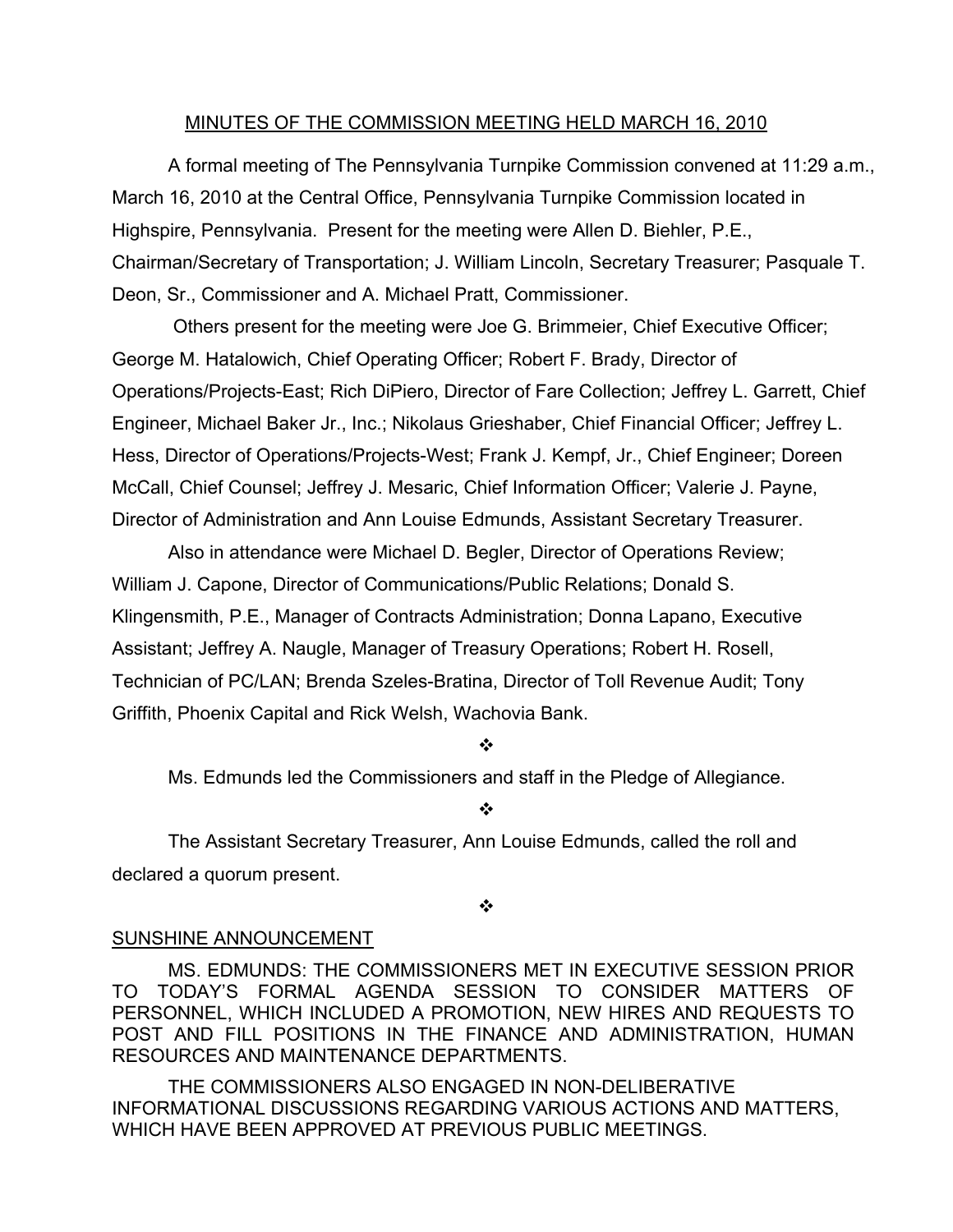# MINUTES OF THE COMMISSION MEETING HELD MARCH 16, 2010

A formal meeting of The Pennsylvania Turnpike Commission convened at 11:29 a.m., March 16, 2010 at the Central Office, Pennsylvania Turnpike Commission located in Highspire, Pennsylvania. Present for the meeting were Allen D. Biehler, P.E., Chairman/Secretary of Transportation; J. William Lincoln, Secretary Treasurer; Pasquale T. Deon, Sr., Commissioner and A. Michael Pratt, Commissioner.

Others present for the meeting were Joe G. Brimmeier, Chief Executive Officer; George M. Hatalowich, Chief Operating Officer; Robert F. Brady, Director of Operations/Projects-East; Rich DiPiero, Director of Fare Collection; Jeffrey L. Garrett, Chief Engineer, Michael Baker Jr., Inc.; Nikolaus Grieshaber, Chief Financial Officer; Jeffrey L. Hess, Director of Operations/Projects-West; Frank J. Kempf, Jr., Chief Engineer; Doreen McCall, Chief Counsel; Jeffrey J. Mesaric, Chief Information Officer; Valerie J. Payne, Director of Administration and Ann Louise Edmunds, Assistant Secretary Treasurer.

Also in attendance were Michael D. Begler, Director of Operations Review; William J. Capone, Director of Communications/Public Relations; Donald S. Klingensmith, P.E., Manager of Contracts Administration; Donna Lapano, Executive Assistant; Jeffrey A. Naugle, Manager of Treasury Operations; Robert H. Rosell, Technician of PC/LAN; Brenda Szeles-Bratina, Director of Toll Revenue Audit; Tony Griffith, Phoenix Capital and Rick Welsh, Wachovia Bank.

❖

Ms. Edmunds led the Commissioners and staff in the Pledge of Allegiance.

❖

The Assistant Secretary Treasurer, Ann Louise Edmunds, called the roll and declared a quorum present.

❖

## SUNSHINE ANNOUNCEMENT

MS. EDMUNDS: THE COMMISSIONERS MET IN EXECUTIVE SESSION PRIOR TO TODAY'S FORMAL AGENDA SESSION TO CONSIDER MATTERS OF PERSONNEL, WHICH INCLUDED A PROMOTION, NEW HIRES AND REQUESTS TO POST AND FILL POSITIONS IN THE FINANCE AND ADMINISTRATION, HUMAN RESOURCES AND MAINTENANCE DEPARTMENTS.

THE COMMISSIONERS ALSO ENGAGED IN NON-DELIBERATIVE INFORMATIONAL DISCUSSIONS REGARDING VARIOUS ACTIONS AND MATTERS, WHICH HAVE BEEN APPROVED AT PREVIOUS PUBLIC MEETINGS.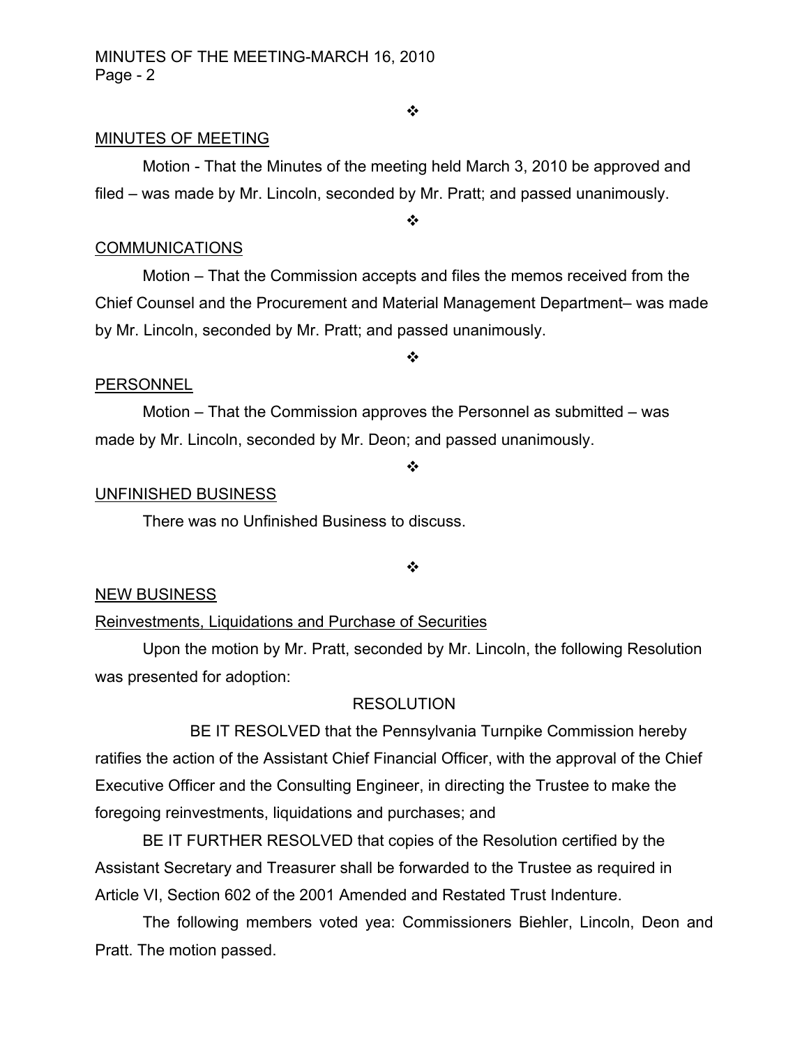❖

MINUTES OF MEETING

Motion - That the Minutes of the meeting held March 3, 2010 be approved and filed – was made by Mr. Lincoln, seconded by Mr. Pratt; and passed unanimously.

❖

COMMUNICATIONS

Motion – That the Commission accepts and files the memos received from the Chief Counsel and the Procurement and Material Management Department– was made by Mr. Lincoln, seconded by Mr. Pratt; and passed unanimously.

❖

PERSONNEL

Motion – That the Commission approves the Personnel as submitted – was made by Mr. Lincoln, seconded by Mr. Deon; and passed unanimously.

❖

UNFINISHED BUSINESS

There was no Unfinished Business to discuss.

❖

NEW BUSINESS

Reinvestments, Liquidations and Purchase of Securities

Upon the motion by Mr. Pratt, seconded by Mr. Lincoln, the following Resolution was presented for adoption:

RESOLUTION

BE IT RESOLVED that the Pennsylvania Turnpike Commission hereby ratifies the action of the Assistant Chief Financial Officer, with the approval of the Chief Executive Officer and the Consulting Engineer, in directing the Trustee to make the foregoing reinvestments, liquidations and purchases; and

BE IT FURTHER RESOLVED that copies of the Resolution certified by the Assistant Secretary and Treasurer shall be forwarded to the Trustee as required in Article VI, Section 602 of the 2001 Amended and Restated Trust Indenture.

The following members voted yea: Commissioners Biehler, Lincoln, Deon and Pratt. The motion passed.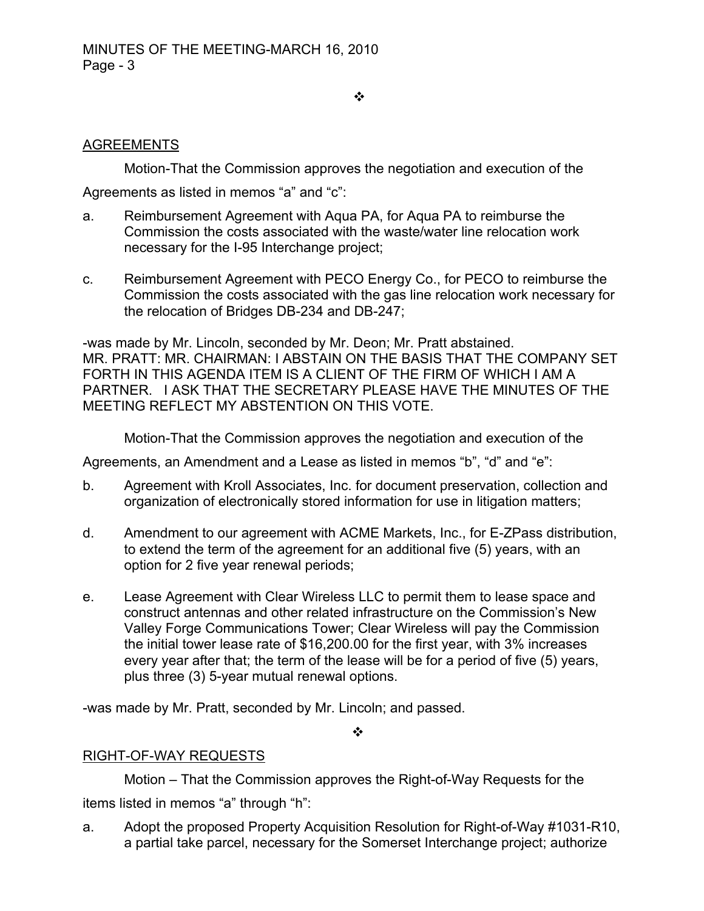❖

## AGREEMENTS

Motion-That the Commission approves the negotiation and execution of the Agreements as listed in memos “a” and “c”:

a. Reimbursement Agreement with Aqua PA, for Aqua PA to reimburse the Commission the costs associated with the waste/water line relocation work necessary for the I-95 Interchange project;

c. Reimbursement Agreement with PECO Energy Co., for PECO to reimburse the Commission the costs associated with the gas line relocation work necessary for the relocation of Bridges DB-234 and DB-247;

-was made by Mr. Lincoln, seconded by Mr. Deon; Mr. Pratt abstained.
MR. PRATT: MR. CHAIRMAN: I ABSTAIN ON THE BASIS THAT THE COMPANY SET FORTH IN THIS AGENDA ITEM IS A CLIENT OF THE FIRM OF WHICH I AM A PARTNER. I ASK THAT THE SECRETARY PLEASE HAVE THE MINUTES OF THE MEETING REFLECT MY ABSTENTION ON THIS VOTE.

Motion-That the Commission approves the negotiation and execution of the Agreements, an Amendment and a Lease as listed in memos “b”, “d” and “e”:

b. Agreement with Kroll Associates, Inc. for document preservation, collection and organization of electronically stored information for use in litigation matters;

d. Amendment to our agreement with ACME Markets, Inc., for E-ZPass distribution, to extend the term of the agreement for an additional five (5) years, with an option for 2 five year renewal periods;

e. Lease Agreement with Clear Wireless LLC to permit them to lease space and construct antennas and other related infrastructure on the Commission’s New Valley Forge Communications Tower; Clear Wireless will pay the Commission the initial tower lease rate of $16,200.00 for the first year, with 3% increases every year after that; the term of the lease will be for a period of five (5) years, plus three (3) 5-year mutual renewal options.

-was made by Mr. Pratt, seconded by Mr. Lincoln; and passed.

❖

## RIGHT-OF-WAY REQUESTS

Motion – That the Commission approves the Right-of-Way Requests for the items listed in memos “a” through “h”:

a. Adopt the proposed Property Acquisition Resolution for Right-of-Way #1031-R10, a partial take parcel, necessary for the Somerset Interchange project; authorize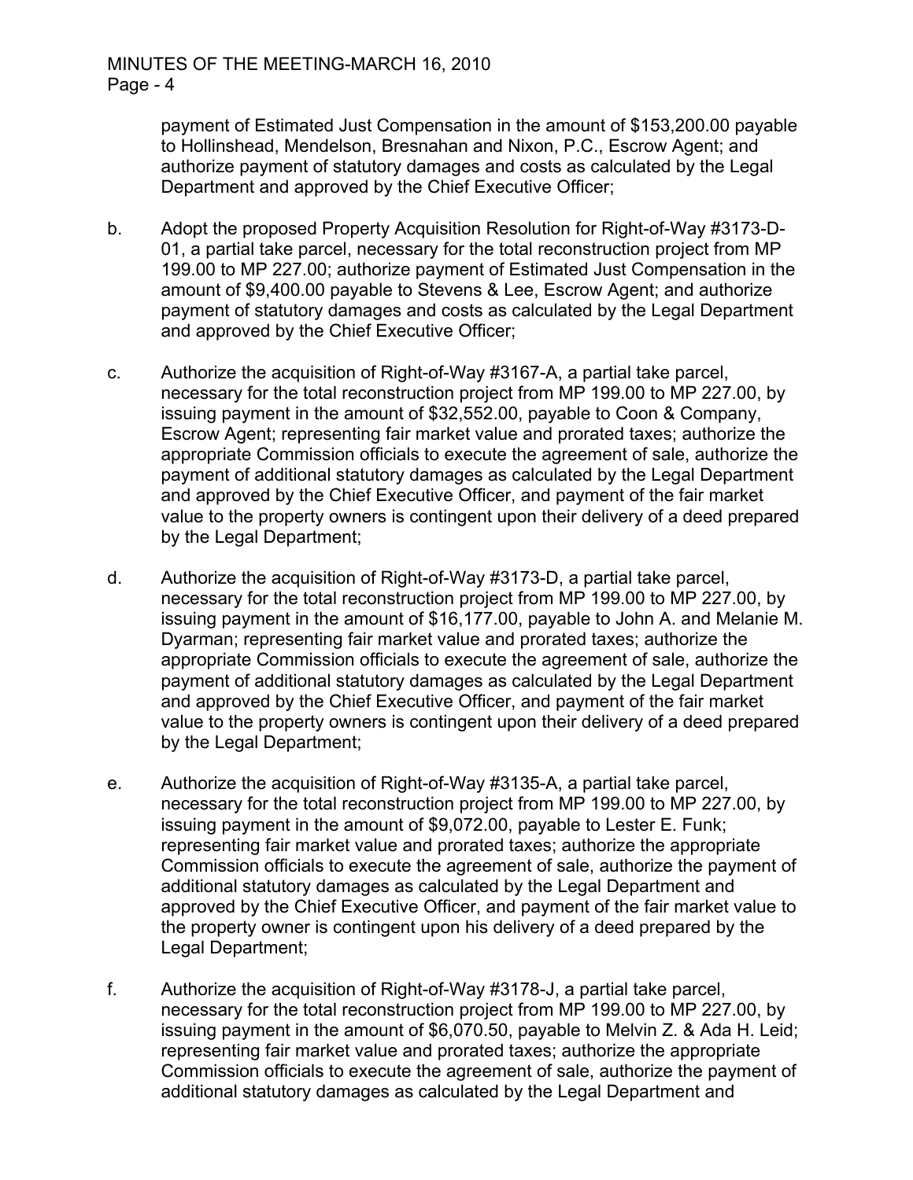payment of Estimated Just Compensation in the amount of $153,200.00 payable to Hollinshead, Mendelson, Bresnahan and Nixon, P.C., Escrow Agent; and authorize payment of statutory damages and costs as calculated by the Legal Department and approved by the Chief Executive Officer;

b. Adopt the proposed Property Acquisition Resolution for Right-of-Way #3173-D-01, a partial take parcel, necessary for the total reconstruction project from MP 199.00 to MP 227.00; authorize payment of Estimated Just Compensation in the amount of $9,400.00 payable to Stevens & Lee, Escrow Agent; and authorize payment of statutory damages and costs as calculated by the Legal Department and approved by the Chief Executive Officer;

c. Authorize the acquisition of Right-of-Way #3167-A, a partial take parcel, necessary for the total reconstruction project from MP 199.00 to MP 227.00, by issuing payment in the amount of $32,552.00, payable to Coon & Company, Escrow Agent; representing fair market value and prorated taxes; authorize the appropriate Commission officials to execute the agreement of sale, authorize the payment of additional statutory damages as calculated by the Legal Department and approved by the Chief Executive Officer, and payment of the fair market value to the property owners is contingent upon their delivery of a deed prepared by the Legal Department;

d. Authorize the acquisition of Right-of-Way #3173-D, a partial take parcel, necessary for the total reconstruction project from MP 199.00 to MP 227.00, by issuing payment in the amount of $16,177.00, payable to John A. and Melanie M. Dyarman; representing fair market value and prorated taxes; authorize the appropriate Commission officials to execute the agreement of sale, authorize the payment of additional statutory damages as calculated by the Legal Department and approved by the Chief Executive Officer, and payment of the fair market value to the property owners is contingent upon their delivery of a deed prepared by the Legal Department;

e. Authorize the acquisition of Right-of-Way #3135-A, a partial take parcel, necessary for the total reconstruction project from MP 199.00 to MP 227.00, by issuing payment in the amount of $9,072.00, payable to Lester E. Funk; representing fair market value and prorated taxes; authorize the appropriate Commission officials to execute the agreement of sale, authorize the payment of additional statutory damages as calculated by the Legal Department and approved by the Chief Executive Officer, and payment of the fair market value to the property owner is contingent upon his delivery of a deed prepared by the Legal Department;

f. Authorize the acquisition of Right-of-Way #3178-J, a partial take parcel, necessary for the total reconstruction project from MP 199.00 to MP 227.00, by issuing payment in the amount of $6,070.50, payable to Melvin Z. & Ada H. Leid; representing fair market value and prorated taxes; authorize the appropriate Commission officials to execute the agreement of sale, authorize the payment of additional statutory damages as calculated by the Legal Department and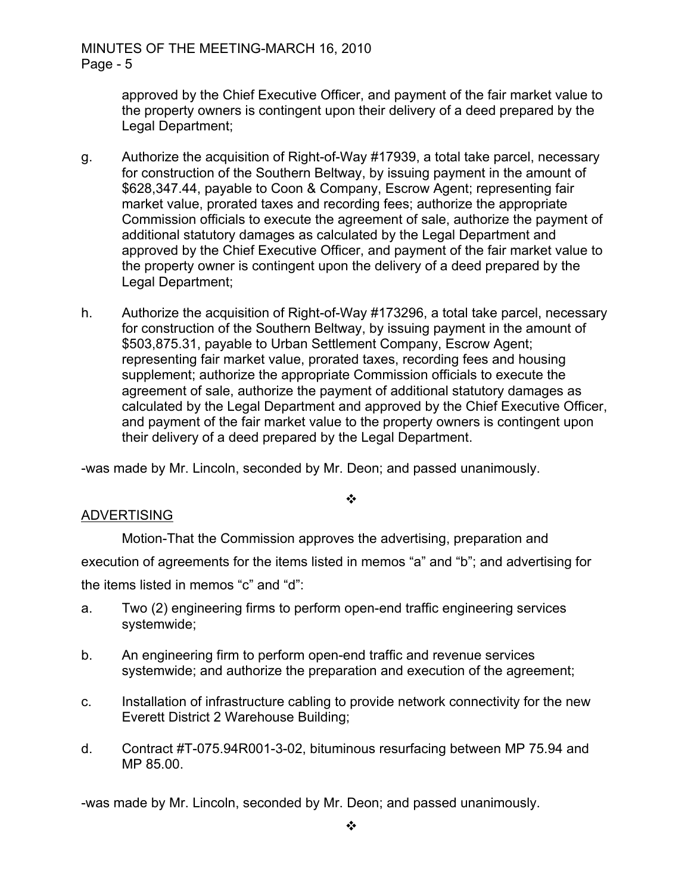approved by the Chief Executive Officer, and payment of the fair market value to the property owners is contingent upon their delivery of a deed prepared by the Legal Department;

g. Authorize the acquisition of Right-of-Way #17939, a total take parcel, necessary for construction of the Southern Beltway, by issuing payment in the amount of $628,347.44, payable to Coon & Company, Escrow Agent; representing fair market value, prorated taxes and recording fees; authorize the appropriate Commission officials to execute the agreement of sale, authorize the payment of additional statutory damages as calculated by the Legal Department and approved by the Chief Executive Officer, and payment of the fair market value to the property owner is contingent upon the delivery of a deed prepared by the Legal Department;

h. Authorize the acquisition of Right-of-Way #173296, a total take parcel, necessary for construction of the Southern Beltway, by issuing payment in the amount of $503,875.31, payable to Urban Settlement Company, Escrow Agent; representing fair market value, prorated taxes, recording fees and housing supplement; authorize the appropriate Commission officials to execute the agreement of sale, authorize the payment of additional statutory damages as calculated by the Legal Department and approved by the Chief Executive Officer, and payment of the fair market value to the property owners is contingent upon their delivery of a deed prepared by the Legal Department.

-was made by Mr. Lincoln, seconded by Mr. Deon; and passed unanimously.

❖

ADVERTISING

Motion-That the Commission approves the advertising, preparation and execution of agreements for the items listed in memos "a" and "b"; and advertising for the items listed in memos "c" and "d":

a. Two (2) engineering firms to perform open-end traffic engineering services systemwide;

b. An engineering firm to perform open-end traffic and revenue services systemwide; and authorize the preparation and execution of the agreement;

c. Installation of infrastructure cabling to provide network connectivity for the new Everett District 2 Warehouse Building;

d. Contract #T-075.94R001-3-02, bituminous resurfacing between MP 75.94 and MP 85.00.

-was made by Mr. Lincoln, seconded by Mr. Deon; and passed unanimously.

❖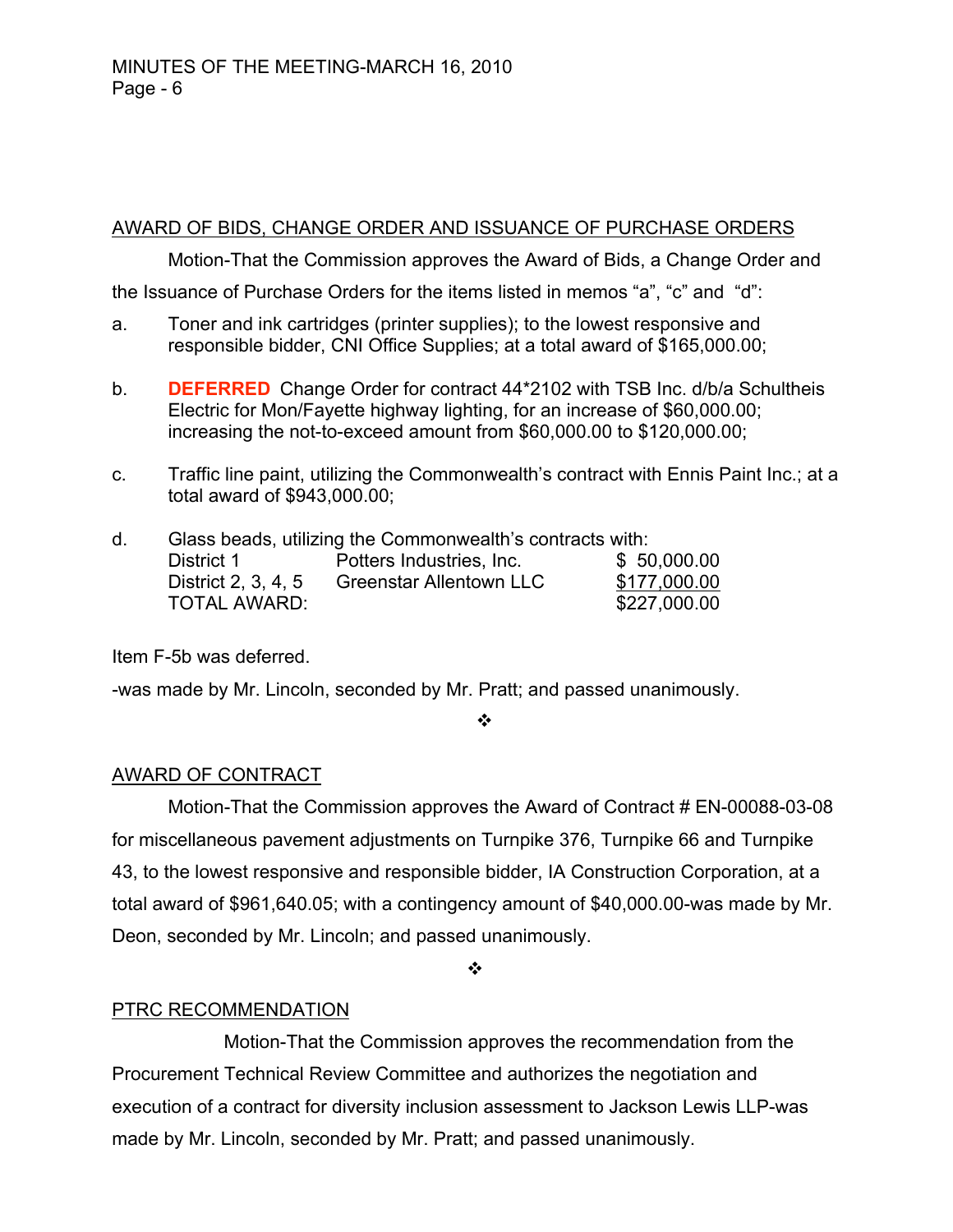## AWARD OF BIDS, CHANGE ORDER AND ISSUANCE OF PURCHASE ORDERS

Motion-That the Commission approves the Award of Bids, a Change Order and the Issuance of Purchase Orders for the items listed in memos “a”, “c” and “d”:

a. Toner and ink cartridges (printer supplies); to the lowest responsive and responsible bidder, CNI Office Supplies; at a total award of $165,000.00;

b. **DEFERRED** Change Order for contract 44*2102 with TSB Inc. d/b/a Schultheis Electric for Mon/Fayette highway lighting, for an increase of $60,000.00; increasing the not-to-exceed amount from $60,000.00 to $120,000.00;

c. Traffic line paint, utilizing the Commonwealth’s contract with Ennis Paint Inc.; at a total award of $943,000.00;

d. Glass beads, utilizing the Commonwealth’s contracts with:

| | | |
|---|---|---|
| District 1 | Potters Industries, Inc. | $ 50,000.00 |
| District 2, 3, 4, 5 | Greenstar Allentown LLC | $177,000.00 |
| TOTAL AWARD: | | $227,000.00 |

Item F-5b was deferred.

-was made by Mr. Lincoln, seconded by Mr. Pratt; and passed unanimously.

❖

## AWARD OF CONTRACT

Motion-That the Commission approves the Award of Contract # EN-00088-03-08 for miscellaneous pavement adjustments on Turnpike 376, Turnpike 66 and Turnpike 43, to the lowest responsive and responsible bidder, IA Construction Corporation, at a total award of $961,640.05; with a contingency amount of $40,000.00-was made by Mr. Deon, seconded by Mr. Lincoln; and passed unanimously.

❖

## PTRC RECOMMENDATION

Motion-That the Commission approves the recommendation from the Procurement Technical Review Committee and authorizes the negotiation and execution of a contract for diversity inclusion assessment to Jackson Lewis LLP-was made by Mr. Lincoln, seconded by Mr. Pratt; and passed unanimously.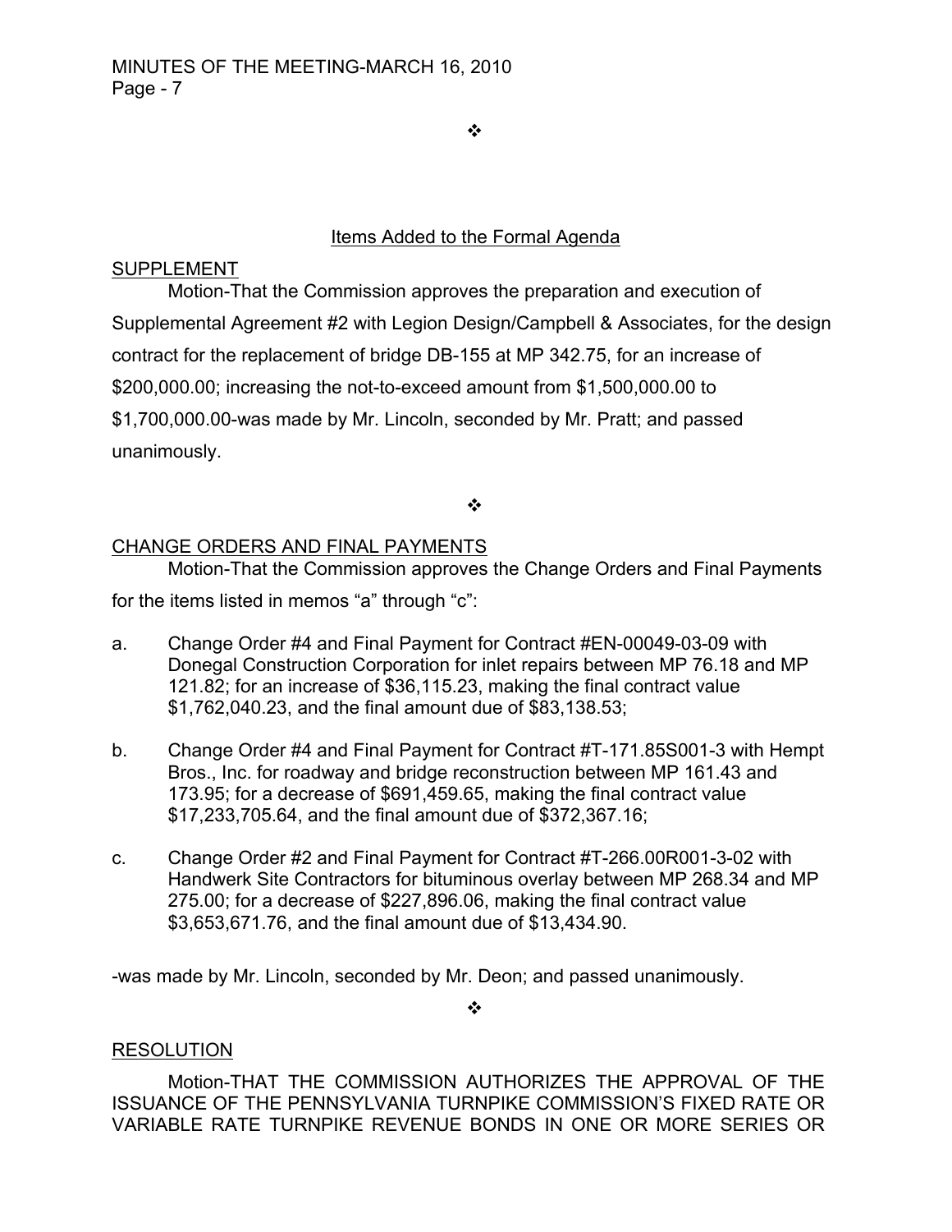❖

## Items Added to the Formal Agenda

SUPPLEMENT

Motion-That the Commission approves the preparation and execution of Supplemental Agreement #2 with Legion Design/Campbell & Associates, for the design contract for the replacement of bridge DB-155 at MP 342.75, for an increase of $200,000.00; increasing the not-to-exceed amount from $1,500,000.00 to $1,700,000.00-was made by Mr. Lincoln, seconded by Mr. Pratt; and passed unanimously.

❖

CHANGE ORDERS AND FINAL PAYMENTS

Motion-That the Commission approves the Change Orders and Final Payments for the items listed in memos "a" through "c":

a. Change Order #4 and Final Payment for Contract #EN-00049-03-09 with Donegal Construction Corporation for inlet repairs between MP 76.18 and MP 121.82; for an increase of $36,115.23, making the final contract value $1,762,040.23, and the final amount due of $83,138.53;

b. Change Order #4 and Final Payment for Contract #T-171.85S001-3 with Hempt Bros., Inc. for roadway and bridge reconstruction between MP 161.43 and 173.95; for a decrease of $691,459.65, making the final contract value $17,233,705.64, and the final amount due of $372,367.16;

c. Change Order #2 and Final Payment for Contract #T-266.00R001-3-02 with Handwerk Site Contractors for bituminous overlay between MP 268.34 and MP 275.00; for a decrease of $227,896.06, making the final contract value $3,653,671.76, and the final amount due of $13,434.90.

-was made by Mr. Lincoln, seconded by Mr. Deon; and passed unanimously.

❖

RESOLUTION

Motion-THAT THE COMMISSION AUTHORIZES THE APPROVAL OF THE ISSUANCE OF THE PENNSYLVANIA TURNPIKE COMMISSION'S FIXED RATE OR VARIABLE RATE TURNPIKE REVENUE BONDS IN ONE OR MORE SERIES OR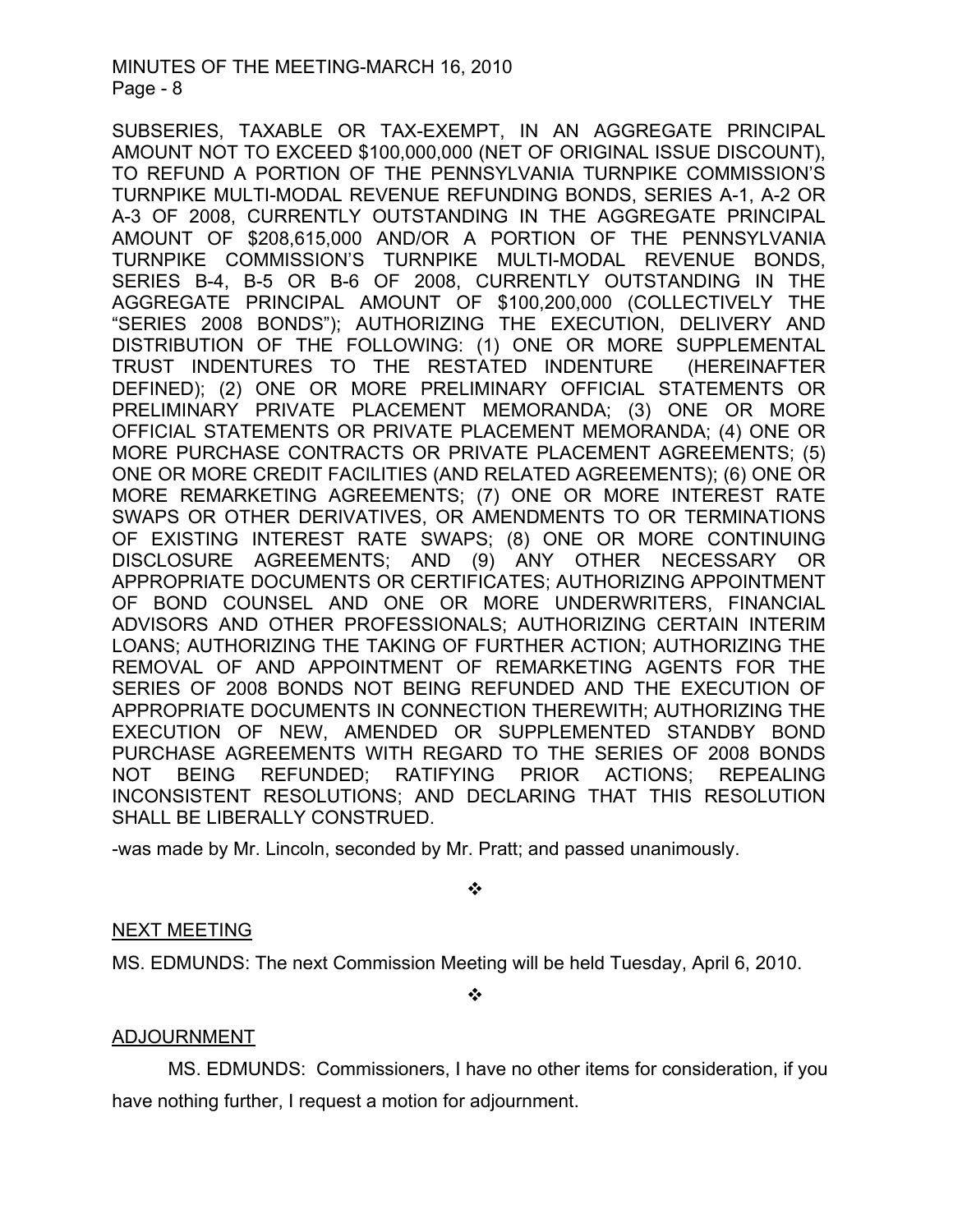SUBSERIES, TAXABLE OR TAX-EXEMPT, IN AN AGGREGATE PRINCIPAL AMOUNT NOT TO EXCEED $100,000,000 (NET OF ORIGINAL ISSUE DISCOUNT), TO REFUND A PORTION OF THE PENNSYLVANIA TURNPIKE COMMISSION'S TURNPIKE MULTI-MODAL REVENUE REFUNDING BONDS, SERIES A-1, A-2 OR A-3 OF 2008, CURRENTLY OUTSTANDING IN THE AGGREGATE PRINCIPAL AMOUNT OF $208,615,000 AND/OR A PORTION OF THE PENNSYLVANIA TURNPIKE COMMISSION'S TURNPIKE MULTI-MODAL REVENUE BONDS, SERIES B-4, B-5 OR B-6 OF 2008, CURRENTLY OUTSTANDING IN THE AGGREGATE PRINCIPAL AMOUNT OF $100,200,000 (COLLECTIVELY THE "SERIES 2008 BONDS"); AUTHORIZING THE EXECUTION, DELIVERY AND DISTRIBUTION OF THE FOLLOWING: (1) ONE OR MORE SUPPLEMENTAL TRUST INDENTURES TO THE RESTATED INDENTURE (HEREINAFTER DEFINED); (2) ONE OR MORE PRELIMINARY OFFICIAL STATEMENTS OR PRELIMINARY PRIVATE PLACEMENT MEMORANDA; (3) ONE OR MORE OFFICIAL STATEMENTS OR PRIVATE PLACEMENT MEMORANDA; (4) ONE OR MORE PURCHASE CONTRACTS OR PRIVATE PLACEMENT AGREEMENTS; (5) ONE OR MORE CREDIT FACILITIES (AND RELATED AGREEMENTS); (6) ONE OR MORE REMARKETING AGREEMENTS; (7) ONE OR MORE INTEREST RATE SWAPS OR OTHER DERIVATIVES, OR AMENDMENTS TO OR TERMINATIONS OF EXISTING INTEREST RATE SWAPS; (8) ONE OR MORE CONTINUING DISCLOSURE AGREEMENTS; AND (9) ANY OTHER NECESSARY OR APPROPRIATE DOCUMENTS OR CERTIFICATES; AUTHORIZING APPOINTMENT OF BOND COUNSEL AND ONE OR MORE UNDERWRITERS, FINANCIAL ADVISORS AND OTHER PROFESSIONALS; AUTHORIZING CERTAIN INTERIM LOANS; AUTHORIZING THE TAKING OF FURTHER ACTION; AUTHORIZING THE REMOVAL OF AND APPOINTMENT OF REMARKETING AGENTS FOR THE SERIES OF 2008 BONDS NOT BEING REFUNDED AND THE EXECUTION OF APPROPRIATE DOCUMENTS IN CONNECTION THEREWITH; AUTHORIZING THE EXECUTION OF NEW, AMENDED OR SUPPLEMENTED STANDBY BOND PURCHASE AGREEMENTS WITH REGARD TO THE SERIES OF 2008 BONDS NOT BEING REFUNDED; RATIFYING PRIOR ACTIONS; REPEALING INCONSISTENT RESOLUTIONS; AND DECLARING THAT THIS RESOLUTION SHALL BE LIBERALLY CONSTRUED.

-was made by Mr. Lincoln, seconded by Mr. Pratt; and passed unanimously.

❖

## NEXT MEETING

MS. EDMUNDS: The next Commission Meeting will be held Tuesday, April 6, 2010.

❖

## ADJOURNMENT

MS. EDMUNDS: Commissioners, I have no other items for consideration, if you have nothing further, I request a motion for adjournment.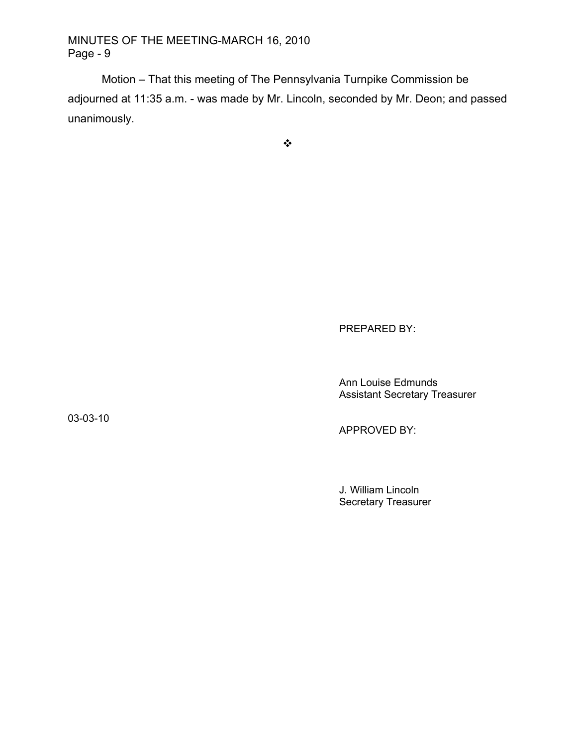Motion – That this meeting of The Pennsylvania Turnpike Commission be adjourned at 11:35 a.m. - was made by Mr. Lincoln, seconded by Mr. Deon; and passed unanimously.

❖

PREPARED BY:

Ann Louise Edmunds
Assistant Secretary Treasurer

03-03-10

APPROVED BY:

J. William Lincoln
Secretary Treasurer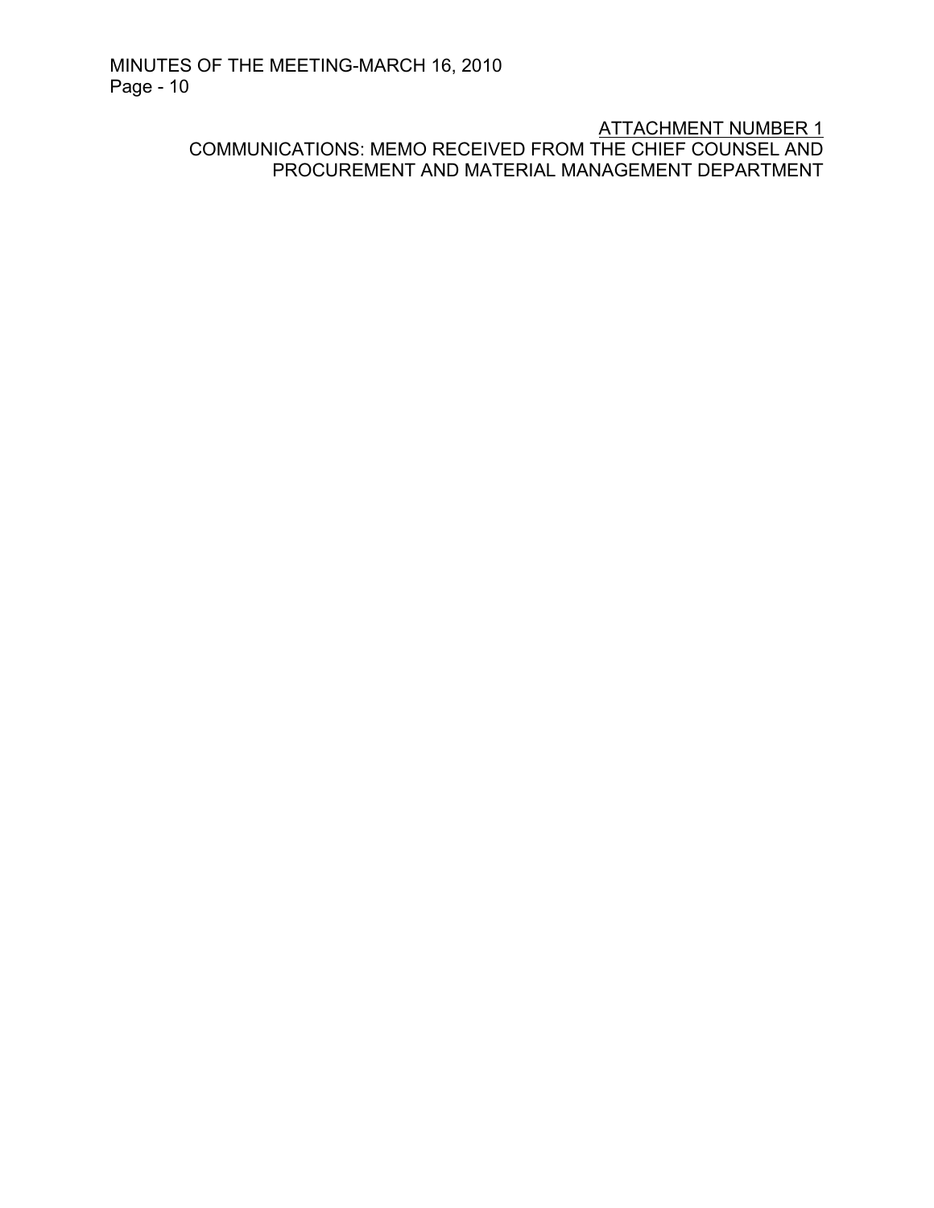ATTACHMENT NUMBER 1

COMMUNICATIONS: MEMO RECEIVED FROM THE CHIEF COUNSEL AND PROCUREMENT AND MATERIAL MANAGEMENT DEPARTMENT